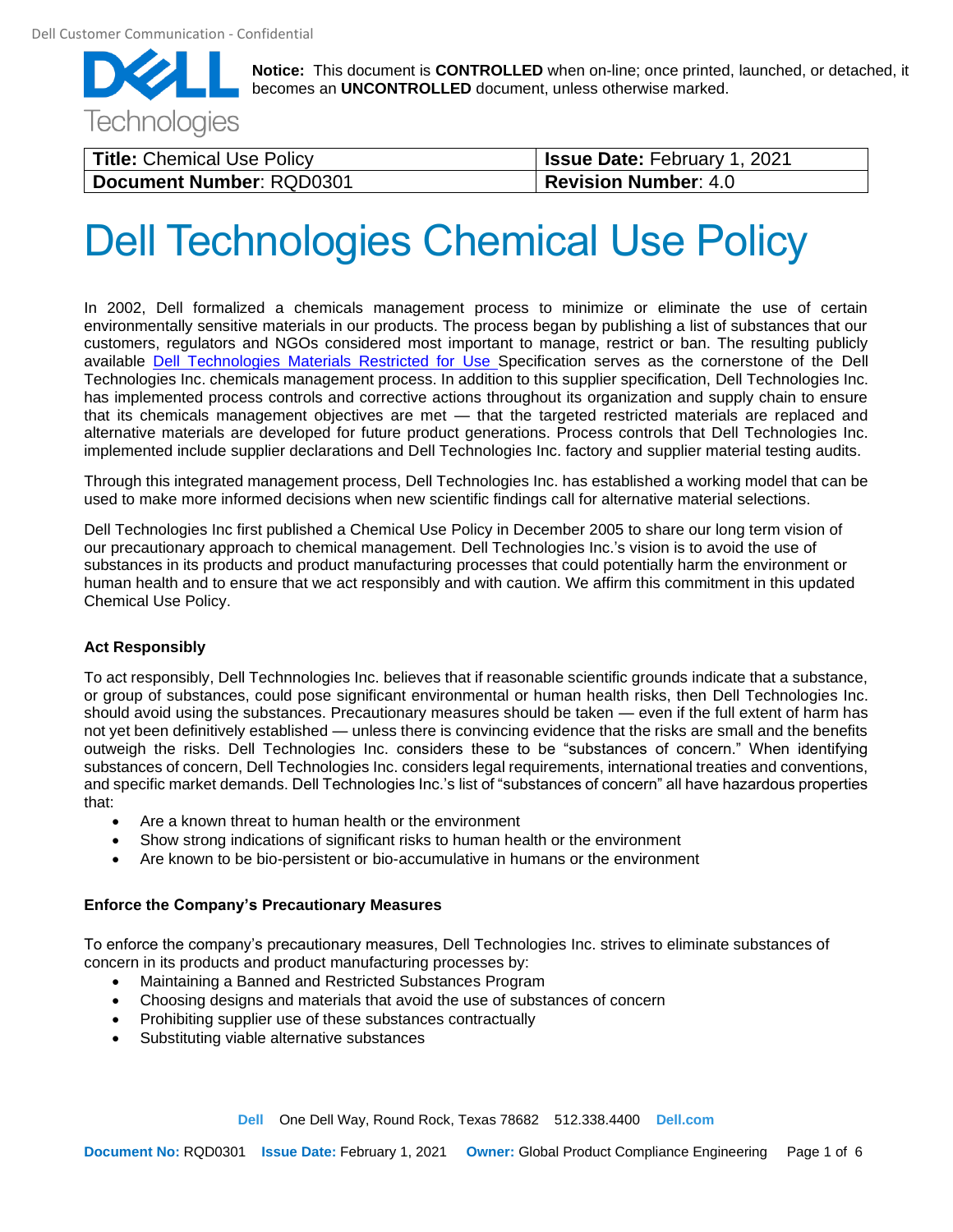Notice: This document is **CONTROLLED** when on-line; once printed, launched, or detached, it becomes an **UNCONTROLLED** document, unless otherwise marked.

| **Title:** Chemical Use Policy | **Issue Date:** February 1, 2021 |
| --- | --- |
| **Document Number**: RQD0301 | **Revision Number**: 4.0 |

# Dell Technologies Chemical Use Policy

In 2002, Dell formalized a chemicals management process to minimize or eliminate the use of certain environmentally sensitive materials in our products. The process began by publishing a list of substances that our customers, regulators and NGOs considered most important to manage, restrict or ban. The resulting publicly available Dell Technologies Materials Restricted for Use Specification serves as the cornerstone of the Dell Technologies Inc. chemicals management process. In addition to this supplier specification, Dell Technologies Inc. has implemented process controls and corrective actions throughout its organization and supply chain to ensure that its chemicals management objectives are met — that the targeted restricted materials are replaced and alternative materials are developed for future product generations. Process controls that Dell Technologies Inc. implemented include supplier declarations and Dell Technologies Inc. factory and supplier material testing audits.

Through this integrated management process, Dell Technologies Inc. has established a working model that can be used to make more informed decisions when new scientific findings call for alternative material selections.

Dell Technologies Inc first published a Chemical Use Policy in December 2005 to share our long term vision of our precautionary approach to chemical management. Dell Technologies Inc.'s vision is to avoid the use of substances in its products and product manufacturing processes that could potentially harm the environment or human health and to ensure that we act responsibly and with caution. We affirm this commitment in this updated Chemical Use Policy.

### Act Responsibly

To act responsibly, Dell Technnologies Inc. believes that if reasonable scientific grounds indicate that a substance, or group of substances, could pose significant environmental or human health risks, then Dell Technologies Inc. should avoid using the substances. Precautionary measures should be taken — even if the full extent of harm has not yet been definitively established — unless there is convincing evidence that the risks are small and the benefits outweigh the risks. Dell Technologies Inc. considers these to be "substances of concern." When identifying substances of concern, Dell Technologies Inc. considers legal requirements, international treaties and conventions, and specific market demands. Dell Technologies Inc.'s list of "substances of concern" all have hazardous properties that:

- Are a known threat to human health or the environment
- Show strong indications of significant risks to human health or the environment
- Are known to be bio-persistent or bio-accumulative in humans or the environment

### Enforce the Company's Precautionary Measures

To enforce the company's precautionary measures, Dell Technologies Inc. strives to eliminate substances of concern in its products and product manufacturing processes by:

- Maintaining a Banned and Restricted Substances Program
- Choosing designs and materials that avoid the use of substances of concern
- Prohibiting supplier use of these substances contractually
- Substituting viable alternative substances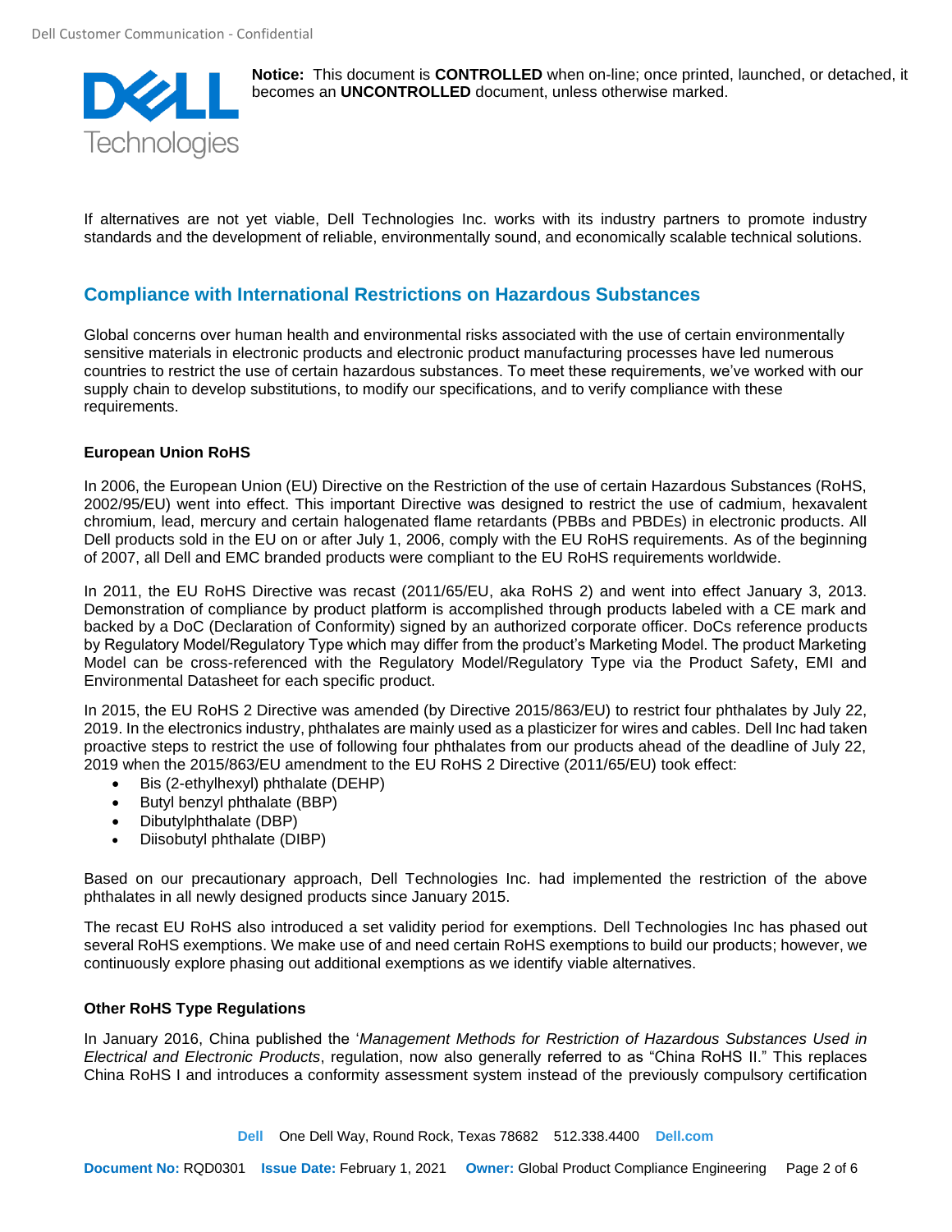If alternatives are not yet viable, Dell Technologies Inc. works with its industry partners to promote industry standards and the development of reliable, environmentally sound, and economically scalable technical solutions.

## Compliance with International Restrictions on Hazardous Substances

Global concerns over human health and environmental risks associated with the use of certain environmentally sensitive materials in electronic products and electronic product manufacturing processes have led numerous countries to restrict the use of certain hazardous substances. To meet these requirements, we've worked with our supply chain to develop substitutions, to modify our specifications, and to verify compliance with these requirements.

### European Union RoHS

In 2006, the European Union (EU) Directive on the Restriction of the use of certain Hazardous Substances (RoHS, 2002/95/EU) went into effect. This important Directive was designed to restrict the use of cadmium, hexavalent chromium, lead, mercury and certain halogenated flame retardants (PBBs and PBDEs) in electronic products. All Dell products sold in the EU on or after July 1, 2006, comply with the EU RoHS requirements. As of the beginning of 2007, all Dell and EMC branded products were compliant to the EU RoHS requirements worldwide.

In 2011, the EU RoHS Directive was recast (2011/65/EU, aka RoHS 2) and went into effect January 3, 2013. Demonstration of compliance by product platform is accomplished through products labeled with a CE mark and backed by a DoC (Declaration of Conformity) signed by an authorized corporate officer. DoCs reference products by Regulatory Model/Regulatory Type which may differ from the product's Marketing Model. The product Marketing Model can be cross-referenced with the Regulatory Model/Regulatory Type via the Product Safety, EMI and Environmental Datasheet for each specific product.

In 2015, the EU RoHS 2 Directive was amended (by Directive 2015/863/EU) to restrict four phthalates by July 22, 2019. In the electronics industry, phthalates are mainly used as a plasticizer for wires and cables. Dell Inc had taken proactive steps to restrict the use of following four phthalates from our products ahead of the deadline of July 22, 2019 when the 2015/863/EU amendment to the EU RoHS 2 Directive (2011/65/EU) took effect:

- Bis (2-ethylhexyl) phthalate (DEHP)
- Butyl benzyl phthalate (BBP)
- Dibutylphthalate (DBP)
- Diisobutyl phthalate (DIBP)

Based on our precautionary approach, Dell Technologies Inc. had implemented the restriction of the above phthalates in all newly designed products since January 2015.

The recast EU RoHS also introduced a set validity period for exemptions. Dell Technologies Inc has phased out several RoHS exemptions. We make use of and need certain RoHS exemptions to build our products; however, we continuously explore phasing out additional exemptions as we identify viable alternatives.

### Other RoHS Type Regulations

In January 2016, China published the '*Management Methods for Restriction of Hazardous Substances Used in Electrical and Electronic Products*, regulation, now also generally referred to as "China RoHS II." This replaces China RoHS I and introduces a conformity assessment system instead of the previously compulsory certification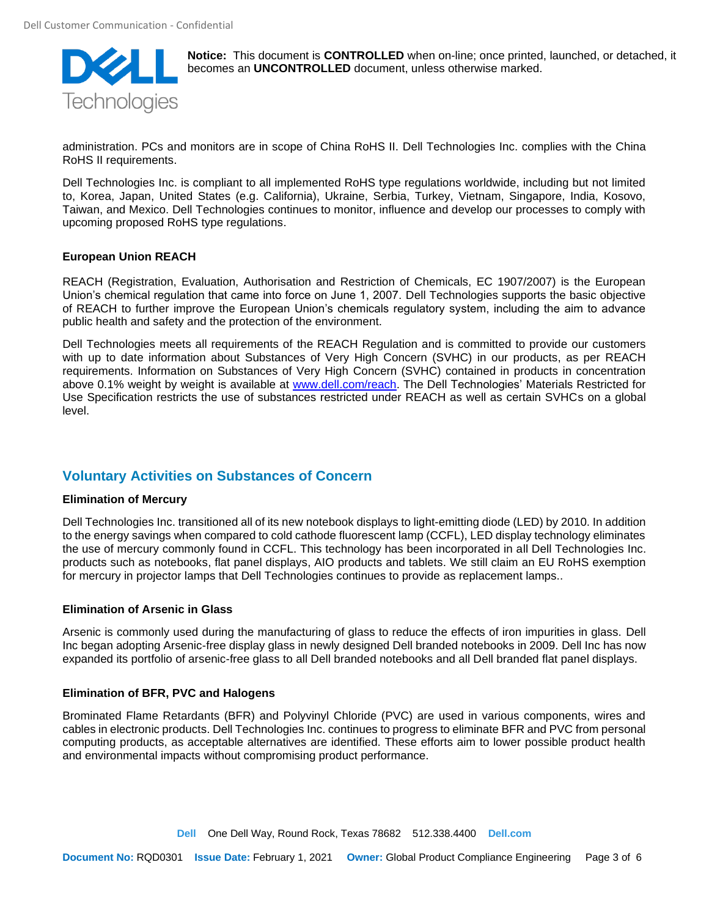administration. PCs and monitors are in scope of China RoHS II. Dell Technologies Inc. complies with the China RoHS II requirements.

Dell Technologies Inc. is compliant to all implemented RoHS type regulations worldwide, including but not limited to, Korea, Japan, United States (e.g. California), Ukraine, Serbia, Turkey, Vietnam, Singapore, India, Kosovo, Taiwan, and Mexico. Dell Technologies continues to monitor, influence and develop our processes to comply with upcoming proposed RoHS type regulations.

### European Union REACH

REACH (Registration, Evaluation, Authorisation and Restriction of Chemicals, EC 1907/2007) is the European Union's chemical regulation that came into force on June 1, 2007. Dell Technologies supports the basic objective of REACH to further improve the European Union's chemicals regulatory system, including the aim to advance public health and safety and the protection of the environment.

Dell Technologies meets all requirements of the REACH Regulation and is committed to provide our customers with up to date information about Substances of Very High Concern (SVHC) in our products, as per REACH requirements. Information on Substances of Very High Concern (SVHC) contained in products in concentration above 0.1% weight by weight is available at [www.dell.com/reach](www.dell.com/reach). The Dell Technologies' Materials Restricted for Use Specification restricts the use of substances restricted under REACH as well as certain SVHCs on a global level.

## Voluntary Activities on Substances of Concern

### Elimination of Mercury

Dell Technologies Inc. transitioned all of its new notebook displays to light-emitting diode (LED) by 2010. In addition to the energy savings when compared to cold cathode fluorescent lamp (CCFL), LED display technology eliminates the use of mercury commonly found in CCFL. This technology has been incorporated in all Dell Technologies Inc. products such as notebooks, flat panel displays, AIO products and tablets. We still claim an EU RoHS exemption for mercury in projector lamps that Dell Technologies continues to provide as replacement lamps..

### Elimination of Arsenic in Glass

Arsenic is commonly used during the manufacturing of glass to reduce the effects of iron impurities in glass. Dell Inc began adopting Arsenic-free display glass in newly designed Dell branded notebooks in 2009. Dell Inc has now expanded its portfolio of arsenic-free glass to all Dell branded notebooks and all Dell branded flat panel displays.

### Elimination of BFR, PVC and Halogens

Brominated Flame Retardants (BFR) and Polyvinyl Chloride (PVC) are used in various components, wires and cables in electronic products. Dell Technologies Inc. continues to progress to eliminate BFR and PVC from personal computing products, as acceptable alternatives are identified. These efforts aim to lower possible product health and environmental impacts without compromising product performance.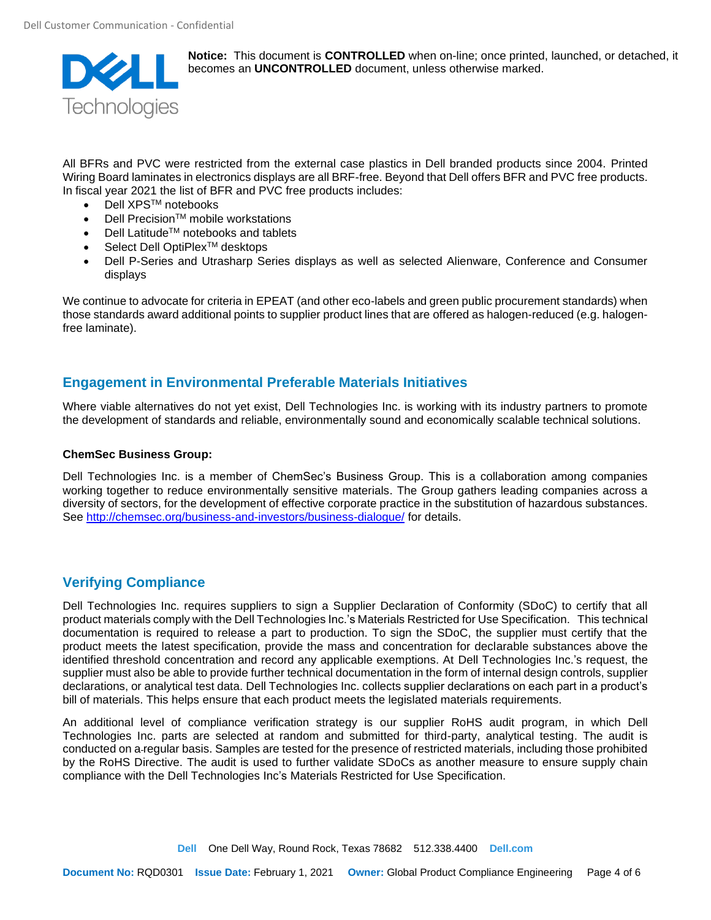All BFRs and PVC were restricted from the external case plastics in Dell branded products since 2004. Printed Wiring Board laminates in electronics displays are all BRF-free. Beyond that Dell offers BFR and PVC free products. In fiscal year 2021 the list of BFR and PVC free products includes:

- Dell XPS™ notebooks
- Dell Precision™ mobile workstations
- Dell Latitude™ notebooks and tablets
- Select Dell OptiPlex™ desktops
- Dell P-Series and Utrasharp Series displays as well as selected Alienware, Conference and Consumer displays

We continue to advocate for criteria in EPEAT (and other eco-labels and green public procurement standards) when those standards award additional points to supplier product lines that are offered as halogen-reduced (e.g. halogen-free laminate).

## Engagement in Environmental Preferable Materials Initiatives

Where viable alternatives do not yet exist, Dell Technologies Inc. is working with its industry partners to promote the development of standards and reliable, environmentally sound and economically scalable technical solutions.

**ChemSec Business Group:**

Dell Technologies Inc. is a member of ChemSec's Business Group. This is a collaboration among companies working together to reduce environmentally sensitive materials. The Group gathers leading companies across a diversity of sectors, for the development of effective corporate practice in the substitution of hazardous substances. See http://chemsec.org/business-and-investors/business-dialogue/ for details.

## Verifying Compliance

Dell Technologies Inc. requires suppliers to sign a Supplier Declaration of Conformity (SDoC) to certify that all product materials comply with the Dell Technologies Inc.'s Materials Restricted for Use Specification. This technical documentation is required to release a part to production. To sign the SDoC, the supplier must certify that the product meets the latest specification, provide the mass and concentration for declarable substances above the identified threshold concentration and record any applicable exemptions. At Dell Technologies Inc.'s request, the supplier must also be able to provide further technical documentation in the form of internal design controls, supplier declarations, or analytical test data. Dell Technologies Inc. collects supplier declarations on each part in a product's bill of materials. This helps ensure that each product meets the legislated materials requirements.

An additional level of compliance verification strategy is our supplier RoHS audit program, in which Dell Technologies Inc. parts are selected at random and submitted for third-party, analytical testing. The audit is conducted on a regular basis. Samples are tested for the presence of restricted materials, including those prohibited by the RoHS Directive. The audit is used to further validate SDoCs as another measure to ensure supply chain compliance with the Dell Technologies Inc's Materials Restricted for Use Specification.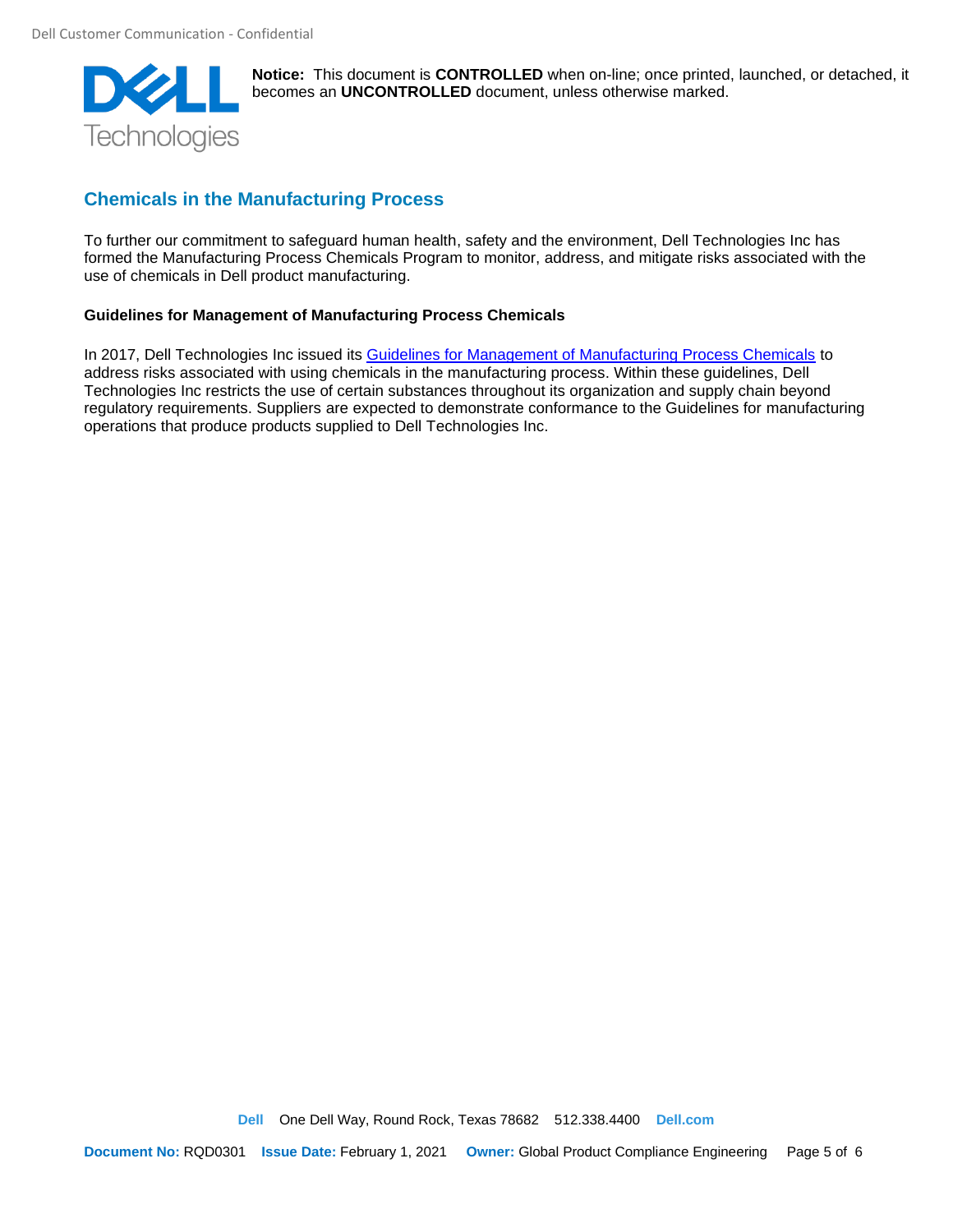## Chemicals in the Manufacturing Process

To further our commitment to safeguard human health, safety and the environment, Dell Technologies Inc has formed the Manufacturing Process Chemicals Program to monitor, address, and mitigate risks associated with the use of chemicals in Dell product manufacturing.

### Guidelines for Management of Manufacturing Process Chemicals

In 2017, Dell Technologies Inc issued its Guidelines for Management of Manufacturing Process Chemicals to address risks associated with using chemicals in the manufacturing process. Within these guidelines, Dell Technologies Inc restricts the use of certain substances throughout its organization and supply chain beyond regulatory requirements. Suppliers are expected to demonstrate conformance to the Guidelines for manufacturing operations that produce products supplied to Dell Technologies Inc.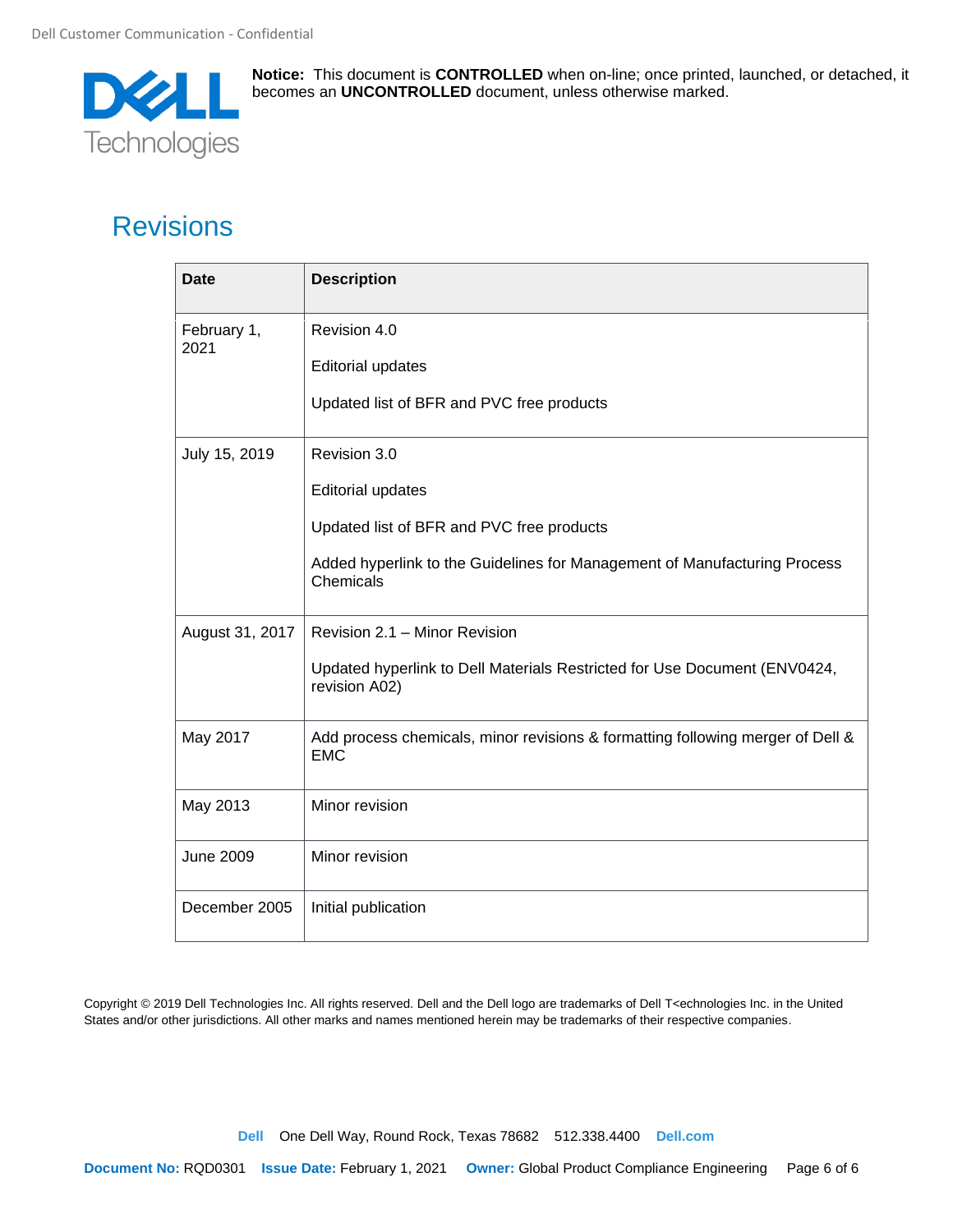**Notice:** This document is **CONTROLLED** when on-line; once printed, launched, or detached, it becomes an **UNCONTROLLED** document, unless otherwise marked.

# Revisions

| Date | Description |
|---|---|
| February 1, 2021 | Revision 4.0<br><br>Editorial updates<br><br>Updated list of BFR and PVC free products |
| July 15, 2019 | Revision 3.0<br><br>Editorial updates<br><br>Updated list of BFR and PVC free products<br><br>Added hyperlink to the Guidelines for Management of Manufacturing Process Chemicals |
| August 31, 2017 | Revision 2.1 – Minor Revision<br><br>Updated hyperlink to Dell Materials Restricted for Use Document (ENV0424, revision A02) |
| May 2017 | Add process chemicals, minor revisions & formatting following merger of Dell & EMC |
| May 2013 | Minor revision |
| June 2009 | Minor revision |
| December 2005 | Initial publication |

Copyright © 2019 Dell Technologies Inc. All rights reserved. Dell and the Dell logo are trademarks of Dell T<echnologies Inc. in the United States and/or other jurisdictions. All other marks and names mentioned herein may be trademarks of their respective companies.

**Dell** One Dell Way, Round Rock, Texas 78682 512.338.4400 **Dell.com**

**Document No:** RQD0301 **Issue Date:** February 1, 2021 **Owner:** Global Product Compliance Engineering